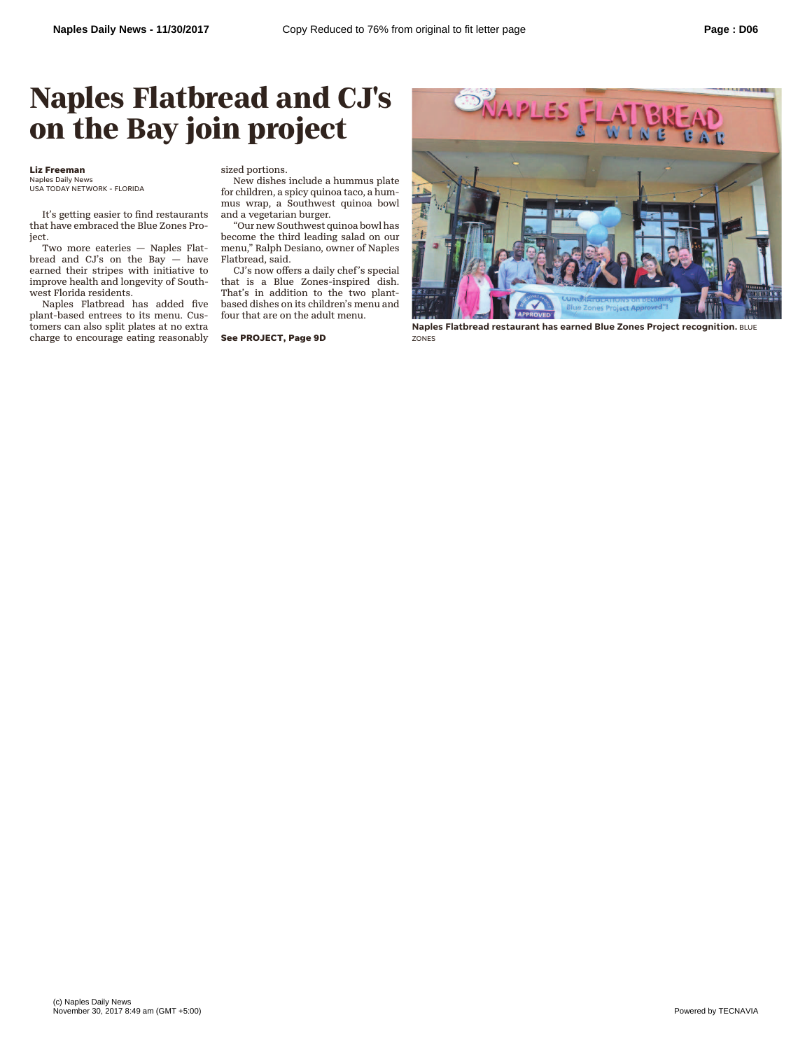# Naples Flatbread and CJ's on the Bay join project

**Liz Freeman**
Naples Daily News
USA TODAY NETWORK - FLORIDA

It's getting easier to find restaurants that have embraced the Blue Zones Project.

Two more eateries — Naples Flatbread and CJ's on the Bay — have earned their stripes with initiative to improve health and longevity of Southwest Florida residents.

Naples Flatbread has added five plant-based entrees to its menu. Customers can also split plates at no extra charge to encourage eating reasonably sized portions.

New dishes include a hummus plate for children, a spicy quinoa taco, a hummus wrap, a Southwest quinoa bowl and a vegetarian burger.

"Our new Southwest quinoa bowl has become the third leading salad on our menu," Ralph Desiano, owner of Naples Flatbread, said.

CJ's now offers a daily chef's special that is a Blue Zones-inspired dish. That's in addition to the two plant-based dishes on its children's menu and four that are on the adult menu.

**See PROJECT, Page 9D**

**Naples Flatbread restaurant has earned Blue Zones Project recognition.** BLUE ZONES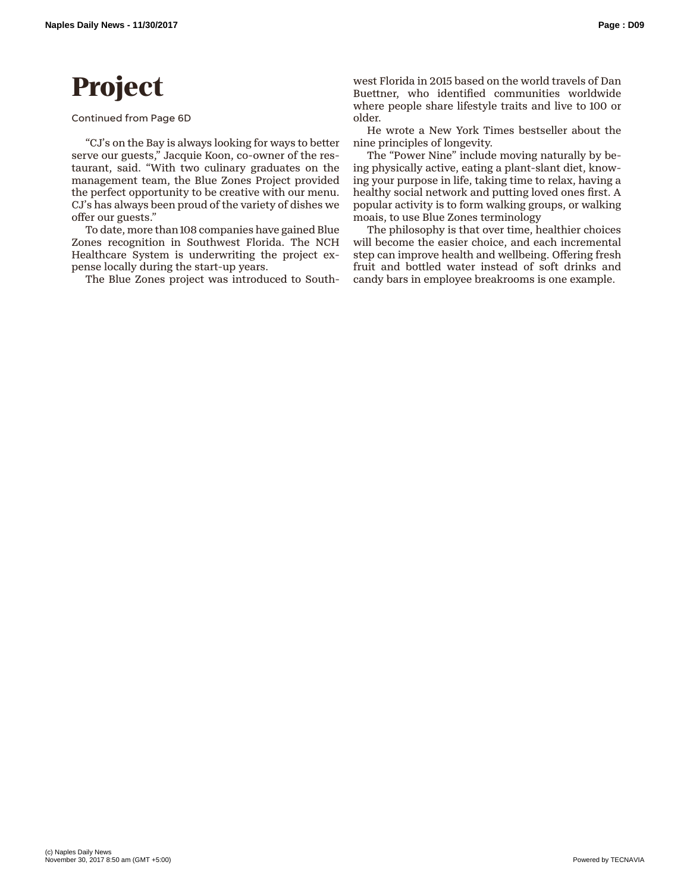# Project

Continued from Page 6D

"CJ's on the Bay is always looking for ways to better serve our guests," Jacquie Koon, co-owner of the restaurant, said. "With two culinary graduates on the management team, the Blue Zones Project provided the perfect opportunity to be creative with our menu. CJ's has always been proud of the variety of dishes we offer our guests."

To date, more than 108 companies have gained Blue Zones recognition in Southwest Florida. The NCH Healthcare System is underwriting the project expense locally during the start-up years.

The Blue Zones project was introduced to Southwest Florida in 2015 based on the world travels of Dan Buettner, who identified communities worldwide where people share lifestyle traits and live to 100 or older.

He wrote a New York Times bestseller about the nine principles of longevity.

The "Power Nine" include moving naturally by being physically active, eating a plant-slant diet, knowing your purpose in life, taking time to relax, having a healthy social network and putting loved ones first. A popular activity is to form walking groups, or walking moais, to use Blue Zones terminology

The philosophy is that over time, healthier choices will become the easier choice, and each incremental step can improve health and wellbeing. Offering fresh fruit and bottled water instead of soft drinks and candy bars in employee breakrooms is one example.